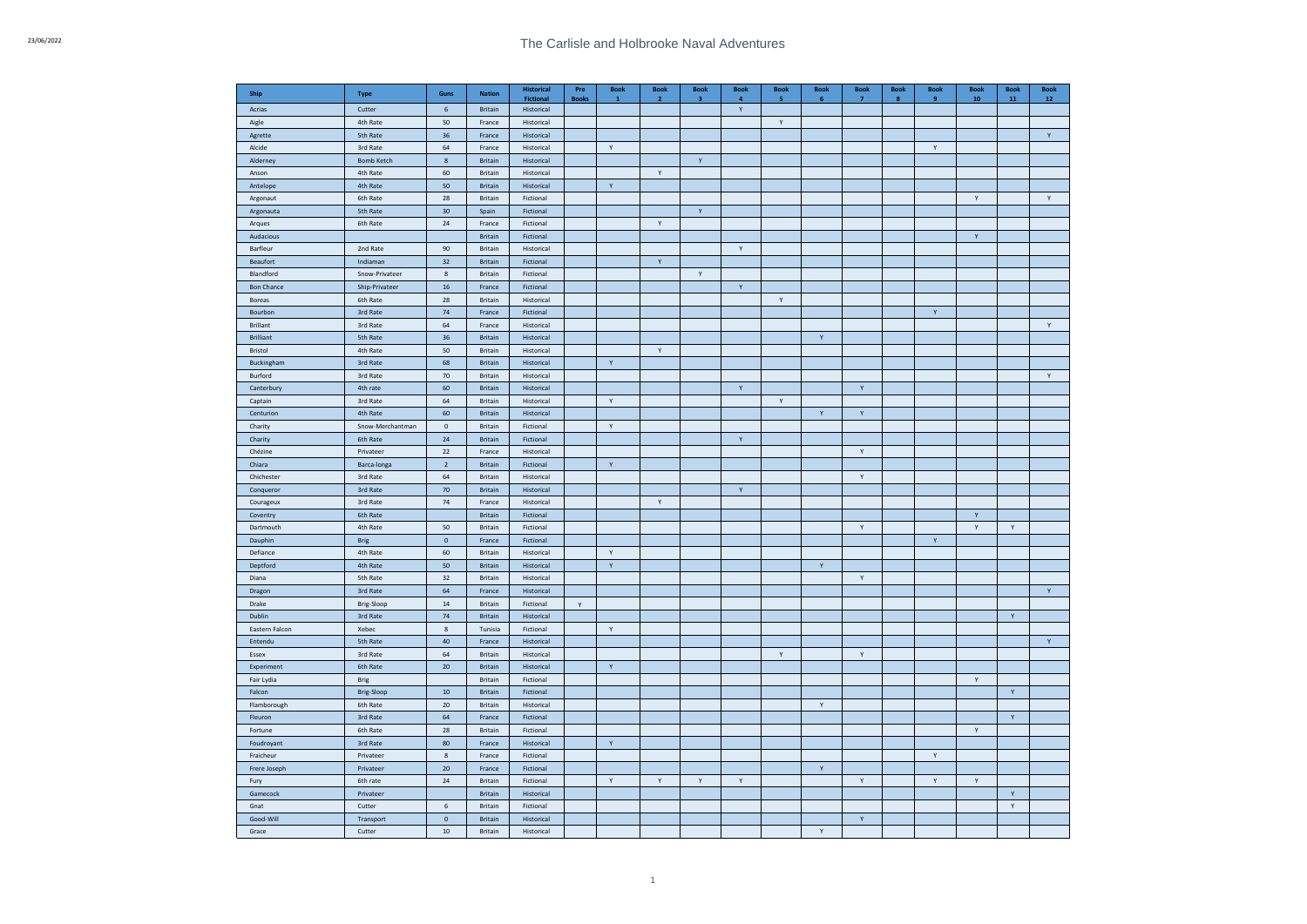# The Carlisle and Holbrooke Naval Adventures

| Ship | Type | Guns | Nation | Historical Fictional | Pre Books | Book 1 | Book 2 | Book 3 | Book 4 | Book 5 | Book 6 | Book 7 | Book 8 | Book 9 | Book 10 | Book 11 | Book 12 |
|---|---|---|---|---|---|---|---|---|---|---|---|---|---|---|---|---|---|
| Acrias | Cutter | 6 | Britain | Historical | | | | | Y | | | | | | | | |
| Aigle | 4th Rate | 50 | France | Historical | | | | | | Y | | | | | | | |
| Agrette | 5th Rate | 36 | France | Historical | | | | | | | | | | | | | Y |
| Alcide | 3rd Rate | 64 | France | Historical | | Y | | | | | | | | Y | | | |
| Alderney | Bomb Ketch | 8 | Britain | Historical | | | | Y | | | | | | | | | |
| Anson | 4th Rate | 60 | Britain | Historical | | | Y | | | | | | | | | | |
| Antelope | 4th Rate | 50 | Britain | Historical | | Y | | | | | | | | | | | |
| Argonaut | 6th Rate | 28 | Britain | Fictional | | | | | | | | | | | Y | | Y |
| Argonauta | 5th Rate | 30 | Spain | Fictional | | | | Y | | | | | | | | | |
| Arques | 6th Rate | 24 | France | Fictional | | | Y | | | | | | | | | | |
| Audacious | | | Britain | Fictional | | | | | | | | | | | Y | | |
| Barfleur | 2nd Rate | 90 | Britain | Historical | | | | | Y | | | | | | | | |
| Beaufort | Indiaman | 32 | Britain | Fictional | | | Y | | | | | | | | | | |
| Blandford | Snow-Privateer | 8 | Britain | Fictional | | | | Y | | | | | | | | | |
| Bon Chance | Ship-Privateer | 16 | France | Fictional | | | | | Y | | | | | | | | |
| Boreas | 6th Rate | 28 | Britain | Historical | | | | | | Y | | | | | | | |
| Bourbon | 3rd Rate | 74 | France | Fictional | | | | | | | | | | Y | | | |
| Brillant | 3rd Rate | 64 | France | Historical | | | | | | | | | | | | | Y |
| Brilliant | 5th Rate | 36 | Britain | Historical | | | | | | | Y | | | | | | |
| Bristol | 4th Rate | 50 | Britain | Historical | | | Y | | | | | | | | | | |
| Buckingham | 3rd Rate | 68 | Britain | Historical | | Y | | | | | | | | | | | |
| Burford | 3rd Rate | 70 | Britain | Historical | | | | | | | | | | | | | Y |
| Canterbury | 4th rate | 60 | Britain | Historical | | | | | Y | | | Y | | | | | |
| Captain | 3rd Rate | 64 | Britain | Historical | | Y | | | | Y | | | | | | | |
| Centurion | 4th Rate | 60 | Britain | Historical | | | | | | | Y | Y | | | | | |
| Charity | Snow-Merchantman | 0 | Britain | Fictional | | Y | | | | | | | | | | | |
| Charity | 6th Rate | 24 | Britain | Fictional | | | | | Y | | | | | | | | |
| Chézine | Privateer | 22 | France | Historical | | | | | | | | Y | | | | | |
| Chiara | Barca-longa | 2 | Britain | Fictional | | Y | | | | | | | | | | | |
| Chichester | 3rd Rate | 64 | Britain | Historical | | | | | | | | Y | | | | | |
| Conqueror | 3rd Rate | 70 | Britain | Historical | | | | | Y | | | | | | | | |
| Courageux | 3rd Rate | 74 | France | Historical | | | Y | | | | | | | | | | |
| Coventry | 6th Rate | | Britain | Fictional | | | | | | | | | | | Y | | |
| Dartmouth | 4th Rate | 50 | Britain | Fictional | | | | | | | | Y | | | Y | Y | |
| Dauphin | Brig | 0 | France | Fictional | | | | | | | | | | Y | | | |
| Defiance | 4th Rate | 60 | Britain | Historical | | Y | | | | | | | | | | | |
| Deptford | 4th Rate | 50 | Britain | Historical | | Y | | | | | Y | | | | | | |
| Diana | 5th Rate | 32 | Britain | Historical | | | | | | | | Y | | | | | |
| Dragon | 3rd Rate | 64 | France | Historical | | | | | | | | | | | | | Y |
| Drake | Brig-Sloop | 14 | Britain | Fictional | Y | | | | | | | | | | | | |
| Dublin | 3rd Rate | 74 | Britain | Historical | | | | | | | | | | | | Y | |
| Eastern Falcon | Xebec | 8 | Tunisia | Fictional | | Y | | | | | | | | | | | |
| Entendu | 5th Rate | 40 | France | Historical | | | | | | | | | | | | | Y |
| Essex | 3rd Rate | 64 | Britain | Historical | | | | | | Y | | Y | | | | | |
| Experiment | 6th Rate | 20 | Britain | Historical | | Y | | | | | | | | | | | |
| Fair Lydia | Brig | | Britain | Fictional | | | | | | | | | | | Y | | |
| Falcon | Brig-Sloop | 10 | Britain | Fictional | | | | | | | | | | | | Y | |
| Flamborough | 6th Rate | 20 | Britain | Historical | | | | | | | Y | | | | | | |
| Fleuron | 3rd Rate | 64 | France | Fictional | | | | | | | | | | | | Y | |
| Fortune | 6th Rate | 28 | Britain | Fictional | | | | | | | | | | | Y | | |
| Foudroyant | 3rd Rate | 80 | France | Historical | | Y | | | | | | | | | | | |
| Fraicheur | Privateer | 8 | France | Fictional | | | | | | | | | | Y | | | |
| Frere Joseph | Privateer | 20 | France | Fictional | | | | | | | Y | | | | | | |
| Fury | 6th rate | 24 | Britain | Fictional | | Y | Y | Y | Y | | | Y | | Y | Y | | |
| Gamecock | Privateer | | Britain | Historical | | | | | | | | | | | | Y | |
| Gnat | Cutter | 6 | Britain | Fictional | | | | | | | | | | | | Y | |
| Good-Will | Transport | 0 | Britain | Historical | | | | | | | | Y | | | | | |
| Grace | Cutter | 10 | Britain | Historical | | | | | | | Y | | | | | | |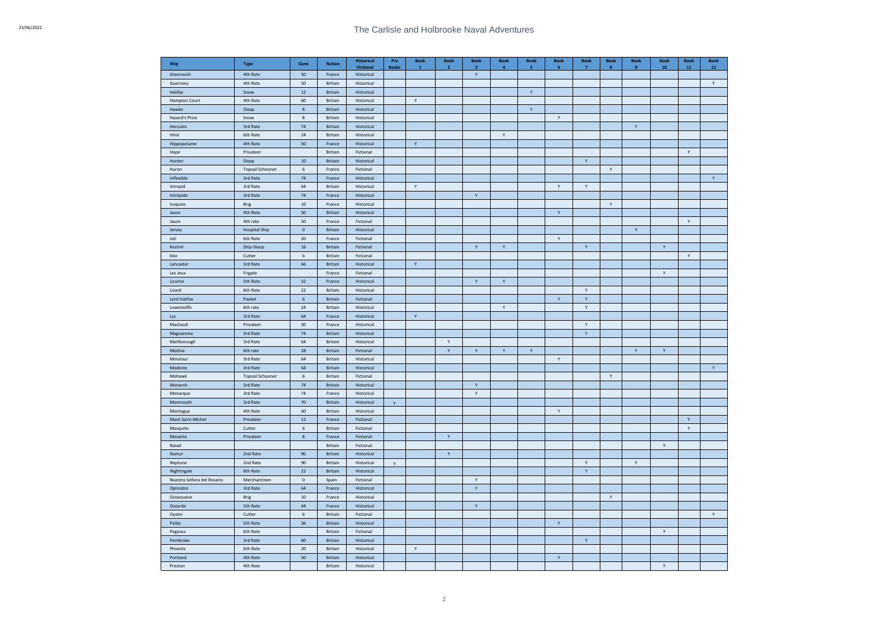| Ship | Type | Guns | Nation | Historical Fictional | Pre Books | Book 1 | Book 2 | Book 3 | Book 4 | Book 5 | Book 6 | Book 7 | Book 8 | Book 9 | Book 10 | Book 11 | Book 12 |
|---|---|---|---|---|---|---|---|---|---|---|---|---|---|---|---|---|---|
| Greenwich | 4th Rate | 50 | France | Historical | | | | Y | | | | | | | | | |
| Guernsey | 4th Rate | 50 | Britain | Historical | | | | | | | | | | | | | Y |
| Halifax | Snow | 12 | Britain | Historical | | | | | | Y | | | | | | | |
| Hampton Court | 4th Rate | 60 | Britain | Historical | | Y | | | | | | | | | | | |
| Hawke | Sloop | 8 | Britain | Historical | | | | | | Y | | | | | | | |
| Hazard's Prize | Snow | 8 | Britain | Historical | | | | | | | Y | | | | | | |
| Hercules | 3rd Rate | 74 | Britain | Historical | | | | | | | | | | Y | | | |
| Hind | 6th Rate | 24 | Britain | Historical | | | | | Y | | | | | | | | |
| Hippopotame | 4th Rate | 50 | France | Historical | | Y | | | | | | | | | | | |
| Hope | Privateer | | Britain | Fictional | | | | | | | | | | | | Y | |
| Hunter | Sloop | 10 | Britain | Historical | | | | | | | | Y | | | | | |
| Huron | Topsail Schooner | 6 | France | Fictional | | | | | | | | | Y | | | | |
| Inflexible | 3rd Rate | 74 | France | Historical | | | | | | | | | | | | | Y |
| Intrepid | 3rd Rate | 64 | Britain | Historical | | Y | | | | | Y | Y | | | | | |
| Intrépide | 3rd Rate | 74 | France | Historical | | | | Y | | | | | | | | | |
| Iroquois | Brig | 10 | France | Historical | | | | | | | | | Y | | | | |
| Jason | 4th Rate | 50 | Britain | Historical | | | | | | | Y | | | | | | |
| Jason | 4th rate | 50 | France | Fictional | | | | | | | | | | | | Y | |
| Jersey | Hospital Ship | 0 | Britain | Historical | | | | | | | | | | Y | | | |
| Joli | 6th Rate | 20 | France | Fictional | | | | | | | Y | | | | | | |
| Kestrel | Ship-Sloop | 16 | Britain | Fictional | | | | Y | Y | | | Y | | | Y | | |
| Kite | Cutter | 6 | Britain | Fictional | | | | | | | | | | | | Y | |
| Lancaster | 3rd Rate | 66 | Britain | Historical | | Y | | | | | | | | | | | |
| Les Jeux | Frigate | | France | Fictional | | | | | | | | | | | Y | | |
| Licorne | 5th Rate | 32 | France | Historical | | | | Y | Y | | | | | | | | |
| Lizard | 6th Rate | 22 | Britain | Historical | | | | | | | | Y | | | | | |
| Lord Halifax | Packet | 6 | Britain | Fictional | | | | | | | Y | Y | | | | | |
| Lowestoffe | 6th rate | 24 | Britain | Historical | | | | | Y | | | Y | | | | | |
| Lys | 3rd Rate | 64 | France | Historical | | Y | | | | | | | | | | | |
| Machault | Privateer | 30 | France | Historical | | | | | | | | Y | | | | | |
| Magnanime | 3rd Rate | 74 | Britain | Historical | | | | | | | | Y | | | | | |
| Marlborough | 3rd Rate | 64 | Britain | Historical | | | Y | | | | | | | | | | |
| Medina | 6th rate | 28 | Britain | Fictional | | | Y | Y | Y | Y | | | | Y | Y | | |
| Minotaur | 3rd Rate | 64 | Britain | Historical | | | | | | | Y | | | | | | |
| Modeste | 3rd Rate | 64 | Britain | Historical | | | | | | | | | | | | | Y |
| Mohawk | Topsail Schooner | 6 | Britain | Fictional | | | | | | | | | Y | | | | |
| Monarch | 3rd Rate | 74 | Britain | Historical | | | | Y | | | | | | | | | |
| Monarque | 3rd Rate | 74 | France | Historical | | | | Y | | | | | | | | | |
| Monmouth | 3rd Rate | 70 | Britain | Historical | Y | | | | | | | | | | | | |
| Montague | 4th Rate | 60 | Britain | Historical | | | | | | | Y | | | | | | |
| Mont Saint-Michel | Privateer | 12 | France | Fictional | | | | | | | | | | | | Y | |
| Mosquito | Cutter | 6 | Britain | Fictional | | | | | | | | | | | | Y | |
| Mouette | Privateer | 8 | France | Fictional | | | Y | | | | | | | | | | |
| Naiad | | | Britain | Fictional | | | | | | | | | | | Y | | |
| Namur | 2nd Rate | 90 | Britain | Historical | | | Y | | | | | | | | | | |
| Neptune | 2nd Rate | 90 | Britain | Historical | Y | | | | | | | Y | | Y | | | |
| Nightingale | 6th Rate | 22 | Britain | Historical | | | | | | | | Y | | | | | |
| Nuestra Señora del Rosario | Merchantmen | 0 | Spain | Fictional | | | | Y | | | | | | | | | |
| Opiniatre | 3rd Rate | 64 | France | Historical | | | | Y | | | | | | | | | |
| Outaouaise | Brig | 10 | France | Historical | | | | | | | | | Y | | | | |
| Outarde | 5th Rate | 44 | France | Historical | | | | Y | | | | | | | | | |
| Oyster | Cutter | 6 | Britain | Fictional | | | | | | | | | | | | | Y |
| Pallas | 5th Rate | 36 | Britain | Historical | | | | | | | Y | | | | | | |
| Pegasus | 6th Rate | | Britain | Fictional | | | | | | | | | | | Y | | |
| Pembroke | 3rd Rate | 60 | Britain | Historical | | | | | | | | Y | | | | | |
| Phoenix | 6th Rate | 20 | Britain | Historical | | Y | | | | | | | | | | | |
| Portland | 4th Rate | 50 | Britain | Historical | | | | | | | Y | | | | | | |
| Preston | 4th Rate | | Britain | Historical | | | | | | | | | | | Y | | |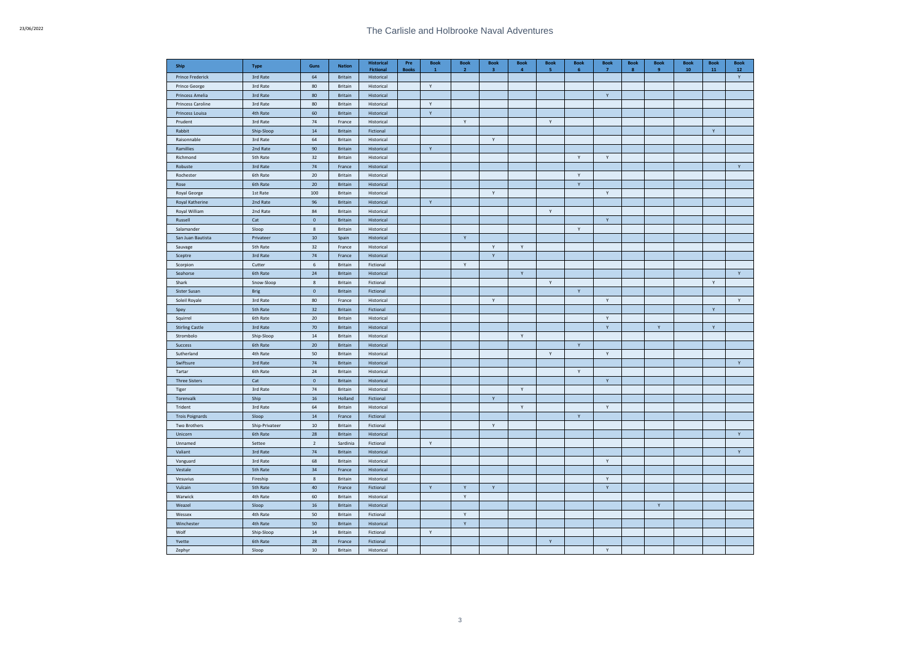| Ship | Type | Guns | Nation | Historical Fictional | Pre Books | Book 1 | Book 2 | Book 3 | Book 4 | Book 5 | Book 6 | Book 7 | Book 8 | Book 9 | Book 10 | Book 11 | Book 12 |
|---|---|---|---|---|---|---|---|---|---|---|---|---|---|---|---|---|---|
| Prince Frederick | 3rd Rate | 64 | Britain | Historical | | | | | | | | | | | | | Y |
| Prince George | 3rd Rate | 80 | Britain | Historical | | Y | | | | | | | | | | | |
| Princess Amelia | 3rd Rate | 80 | Britain | Historical | | | | | | | | Y | | | | | |
| Princess Caroline | 3rd Rate | 80 | Britain | Historical | | Y | | | | | | | | | | | |
| Princess Louisa | 4th Rate | 60 | Britain | Historical | | Y | | | | | | | | | | | |
| Prudent | 3rd Rate | 74 | France | Historical | | | Y | | | Y | | | | | | | |
| Rabbit | Ship-Sloop | 14 | Britain | Fictional | | | | | | | | | | | | Y | |
| Raisonnable | 3rd Rate | 64 | Britain | Historical | | | | Y | | | | | | | | | |
| Ramillies | 2nd Rate | 90 | Britain | Historical | | Y | | | | | | | | | | | |
| Richmond | 5th Rate | 32 | Britain | Historical | | | | | | | Y | Y | | | | | |
| Robuste | 3rd Rate | 74 | France | Historical | | | | | | | | | | | | | Y |
| Rochester | 6th Rate | 20 | Britain | Historical | | | | | | | Y | | | | | | |
| Rose | 6th Rate | 20 | Britain | Historical | | | | | | | Y | | | | | | |
| Royal George | 1st Rate | 100 | Britain | Historical | | | | Y | | | | Y | | | | | |
| Royal Katherine | 2nd Rate | 96 | Britain | Historical | | Y | | | | | | | | | | | |
| Royal William | 2nd Rate | 84 | Britain | Historical | | | | | | Y | | | | | | | |
| Russell | Cat | 0 | Britain | Historical | | | | | | | | Y | | | | | |
| Salamander | Sloop | 8 | Britain | Historical | | | | | | | Y | | | | | | |
| San Juan Bautista | Privateer | 10 | Spain | Historical | | | Y | | | | | | | | | | |
| Sauvage | 5th Rate | 32 | France | Historical | | | | Y | Y | | | | | | | | |
| Sceptre | 3rd Rate | 74 | France | Historical | | | | Y | | | | | | | | | |
| Scorpion | Cutter | 6 | Britain | Fictional | | | Y | | | | | | | | | | |
| Seahorse | 6th Rate | 24 | Britain | Historical | | | | | Y | | | | | | | | Y |
| Shark | Snow-Sloop | 8 | Britain | Fictional | | | | | | Y | | | | | | Y | |
| Sister Susan | Brig | 0 | Britain | Fictional | | | | | | | Y | | | | | | |
| Soleil Royale | 3rd Rate | 80 | France | Historical | | | | Y | | | | Y | | | | | Y |
| Spey | 5th Rate | 32 | Britain | Fictional | | | | | | | | | | | | Y | |
| Squirrel | 6th Rate | 20 | Britain | Historical | | | | | | | | Y | | | | | |
| Stirling Castle | 3rd Rate | 70 | Britain | Historical | | | | | | | | Y | | Y | | Y | |
| Strombolo | Ship-Sloop | 14 | Britain | Historical | | | | | Y | | | | | | | | |
| Success | 6th Rate | 20 | Britain | Historical | | | | | | | Y | | | | | | |
| Sutherland | 4th Rate | 50 | Britain | Historical | | | | | | Y | | Y | | | | | |
| Swiftsure | 3rd Rate | 74 | Britain | Historical | | | | | | | | | | | | | Y |
| Tartar | 6th Rate | 24 | Britain | Historical | | | | | | | Y | | | | | | |
| Three Sisters | Cat | 0 | Britain | Historical | | | | | | | | Y | | | | | |
| Tiger | 3rd Rate | 74 | Britain | Historical | | | | | Y | | | | | | | | |
| Torenvalk | Ship | 16 | Holland | Fictional | | | | Y | | | | | | | | | |
| Trident | 3rd Rate | 64 | Britain | Historical | | | | | Y | | | Y | | | | | |
| Trois Poignards | Sloop | 14 | France | Fictional | | | | | | | Y | | | | | | |
| Two Brothers | Ship-Privateer | 10 | Britain | Fictional | | | | Y | | | | | | | | | |
| Unicorn | 6th Rate | 28 | Britain | Historical | | | | | | | | | | | | | Y |
| Unnamed | Settee | 2 | Sardinia | Fictional | | Y | | | | | | | | | | | |
| Valiant | 3rd Rate | 74 | Britain | Historical | | | | | | | | | | | | | Y |
| Vanguard | 3rd Rate | 68 | Britain | Historical | | | | | | | | Y | | | | | |
| Vestale | 5th Rate | 34 | France | Historical | | | | | | | | | | | | | |
| Vesuvius | Fireship | 8 | Britain | Historical | | | | | | | | Y | | | | | |
| Vulcain | 5th Rate | 40 | France | Fictional | | Y | Y | Y | | | | Y | | | | | |
| Warwick | 4th Rate | 60 | Britain | Historical | | | Y | | | | | | | | | | |
| Weazel | Sloop | 16 | Britain | Historical | | | | | | | | | | Y | | | |
| Wessex | 4th Rate | 50 | Britain | Fictional | | | Y | | | | | | | | | | |
| Winchester | 4th Rate | 50 | Britain | Historical | | | Y | | | | | | | | | | |
| Wolf | Ship-Sloop | 14 | Britain | Fictional | | Y | | | | | | | | | | | |
| Yvette | 6th Rate | 28 | France | Fictional | | | | | | Y | | | | | | | |
| Zephyr | Sloop | 10 | Britain | Historical | | | | | | | | Y | | | | | |